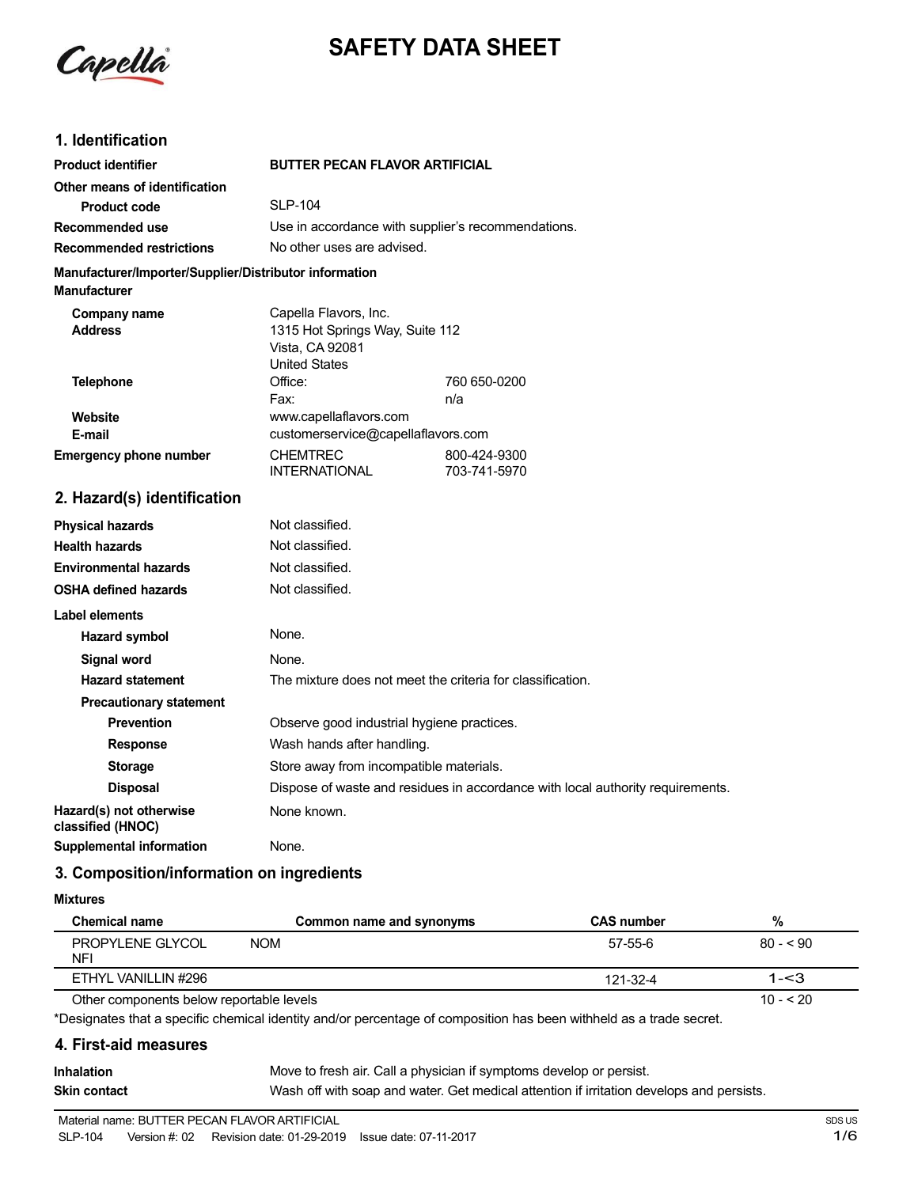# SAFETY DATA SHEET

## 1. Identification

| | | |
|---|---|---|
| **Product identifier** | **BUTTER PECAN FLAVOR ARTIFICIAL** | |
| **Other means of identification** | | |
| **Product code** | SLP-104 | |
| **Recommended use** | Use in accordance with supplier's recommendations. | |
| **Recommended restrictions** | No other uses are advised. | |

**Manufacturer/Importer/Supplier/Distributor information**

**Manufacturer**

| | | |
|---|---|---|
| **Company name** | Capella Flavors, Inc. | |
| **Address** | 1315 Hot Springs Way, Suite 112<br>Vista, CA 92081<br>United States | |
| **Telephone** | Office: | 760 650-0200 |
| | Fax: | n/a |
| **Website** | www.capellaflavors.com | |
| **E-mail** | customerservice@capellaflavors.com | |
| **Emergency phone number** | CHEMTREC | 800-424-9300 |
| | INTERNATIONAL | 703-741-5970 |

## 2. Hazard(s) identification

| | |
|---|---|
| **Physical hazards** | Not classified. |
| **Health hazards** | Not classified. |
| **Environmental hazards** | Not classified. |
| **OSHA defined hazards** | Not classified. |

**Label elements**

| | |
|---|---|
| **Hazard symbol** | None. |
| **Signal word** | None. |
| **Hazard statement** | The mixture does not meet the criteria for classification. |
| **Precautionary statement** | |
| **Prevention** | Observe good industrial hygiene practices. |
| **Response** | Wash hands after handling. |
| **Storage** | Store away from incompatible materials. |
| **Disposal** | Dispose of waste and residues in accordance with local authority requirements. |
| **Hazard(s) not otherwise classified (HNOC)** | None known. |
| **Supplemental information** | None. |

## 3. Composition/information on ingredients

**Mixtures**

| Chemical name | Common name and synonyms | CAS number | % |
|---|---|---|---|
| PROPYLENE GLYCOL NFI | NOM | 57-55-6 | 80 - < 90 |
| ETHYL VANILLIN #296 | | 121-32-4 | 1-<3 |
| Other components below reportable levels | | | 10 - < 20 |

*Designates that a specific chemical identity and/or percentage of composition has been withheld as a trade secret.

## 4. First-aid measures

| | |
|---|---|
| **Inhalation** | Move to fresh air. Call a physician if symptoms develop or persist. |
| **Skin contact** | Wash off with soap and water. Get medical attention if irritation develops and persists. |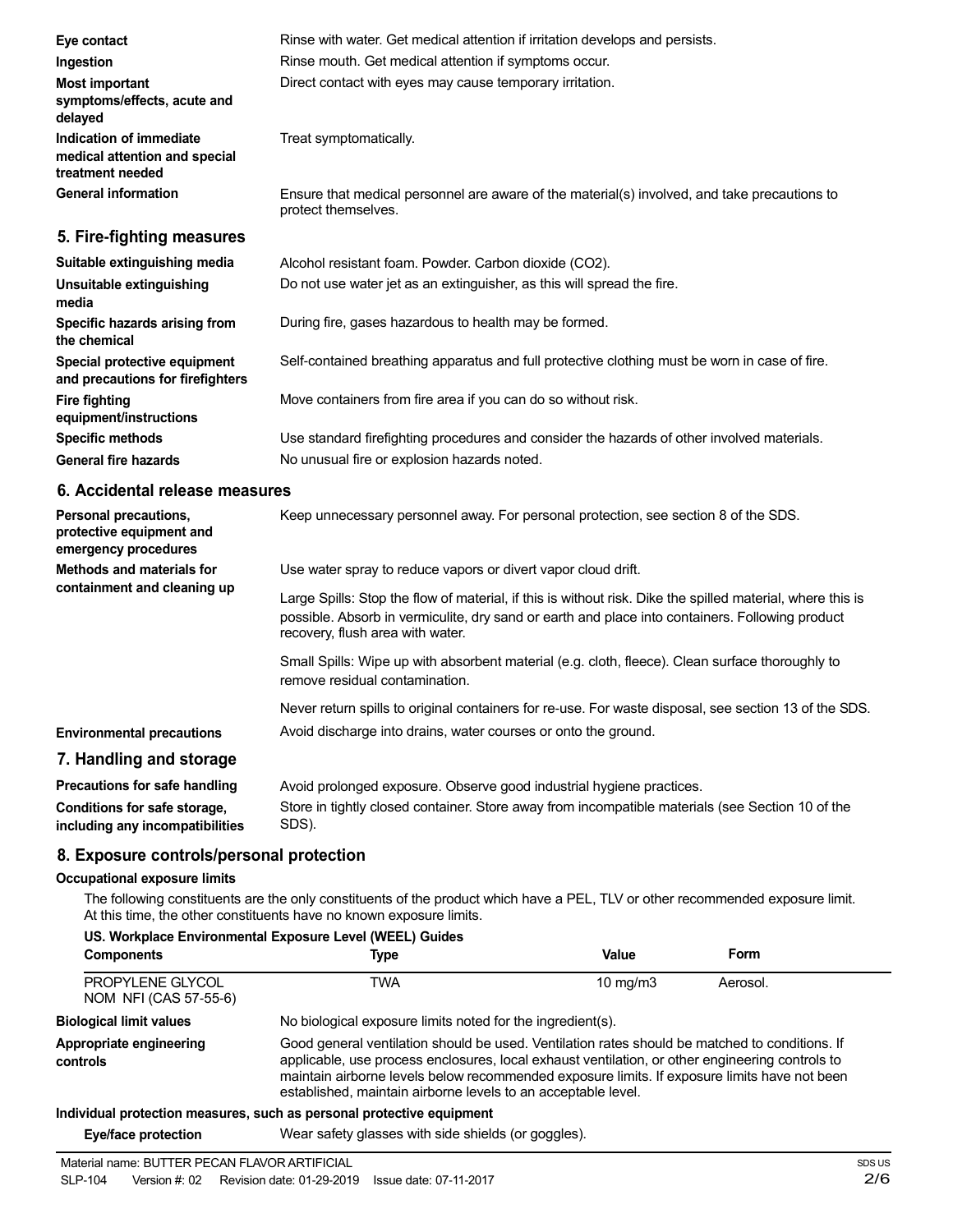**Eye contact**
Rinse with water. Get medical attention if irritation develops and persists.

**Ingestion**
Rinse mouth. Get medical attention if symptoms occur.

**Most important symptoms/effects, acute and delayed**
Direct contact with eyes may cause temporary irritation.

**Indication of immediate medical attention and special treatment needed**
Treat symptomatically.

**General information**
Ensure that medical personnel are aware of the material(s) involved, and take precautions to protect themselves.

## 5. Fire-fighting measures

**Suitable extinguishing media**
Alcohol resistant foam. Powder. Carbon dioxide ($CO_2$).

**Unsuitable extinguishing media**
Do not use water jet as an extinguisher, as this will spread the fire.

**Specific hazards arising from the chemical**
During fire, gases hazardous to health may be formed.

**Special protective equipment and precautions for firefighters**
Self-contained breathing apparatus and full protective clothing must be worn in case of fire.

**Fire fighting equipment/instructions**
Move containers from fire area if you can do so without risk.

**Specific methods**
Use standard firefighting procedures and consider the hazards of other involved materials.

**General fire hazards**
No unusual fire or explosion hazards noted.

## 6. Accidental release measures

**Personal precautions, protective equipment and emergency procedures**
Keep unnecessary personnel away. For personal protection, see section 8 of the SDS.

**Methods and materials for containment and cleaning up**
Use water spray to reduce vapors or divert vapor cloud drift.

Large Spills: Stop the flow of material, if this is without risk. Dike the spilled material, where this is possible. Absorb in vermiculite, dry sand or earth and place into containers. Following product recovery, flush area with water.

Small Spills: Wipe up with absorbent material (e.g. cloth, fleece). Clean surface thoroughly to remove residual contamination.

Never return spills to original containers for re-use. For waste disposal, see section 13 of the SDS.

**Environmental precautions**
Avoid discharge into drains, water courses or onto the ground.

## 7. Handling and storage

**Precautions for safe handling**
Avoid prolonged exposure. Observe good industrial hygiene practices.

**Conditions for safe storage, including any incompatibilities**
Store in tightly closed container. Store away from incompatible materials (see Section 10 of the SDS).

## 8. Exposure controls/personal protection

**Occupational exposure limits**

The following constituents are the only constituents of the product which have a PEL, TLV or other recommended exposure limit. At this time, the other constituents have no known exposure limits.

**US. Workplace Environmental Exposure Level (WEEL) Guides**

| Components | Type | Value | Form |
|---|---|---|---|
| PROPYLENE GLYCOL NOM NFI (CAS 57-55-6) | TWA | 10 mg/m3 | Aerosol. |

**Biological limit values**
No biological exposure limits noted for the ingredient(s).

**Appropriate engineering controls**
Good general ventilation should be used. Ventilation rates should be matched to conditions. If applicable, use process enclosures, local exhaust ventilation, or other engineering controls to maintain airborne levels below recommended exposure limits. If exposure limits have not been established, maintain airborne levels to an acceptable level.

**Individual protection measures, such as personal protective equipment**

**Eye/face protection**
Wear safety glasses with side shields (or goggles).

Material name: BUTTER PECAN FLAVOR ARTIFICIAL
SLP-104 Version #: 02 Revision date: 01-29-2019 Issue date: 07-11-2017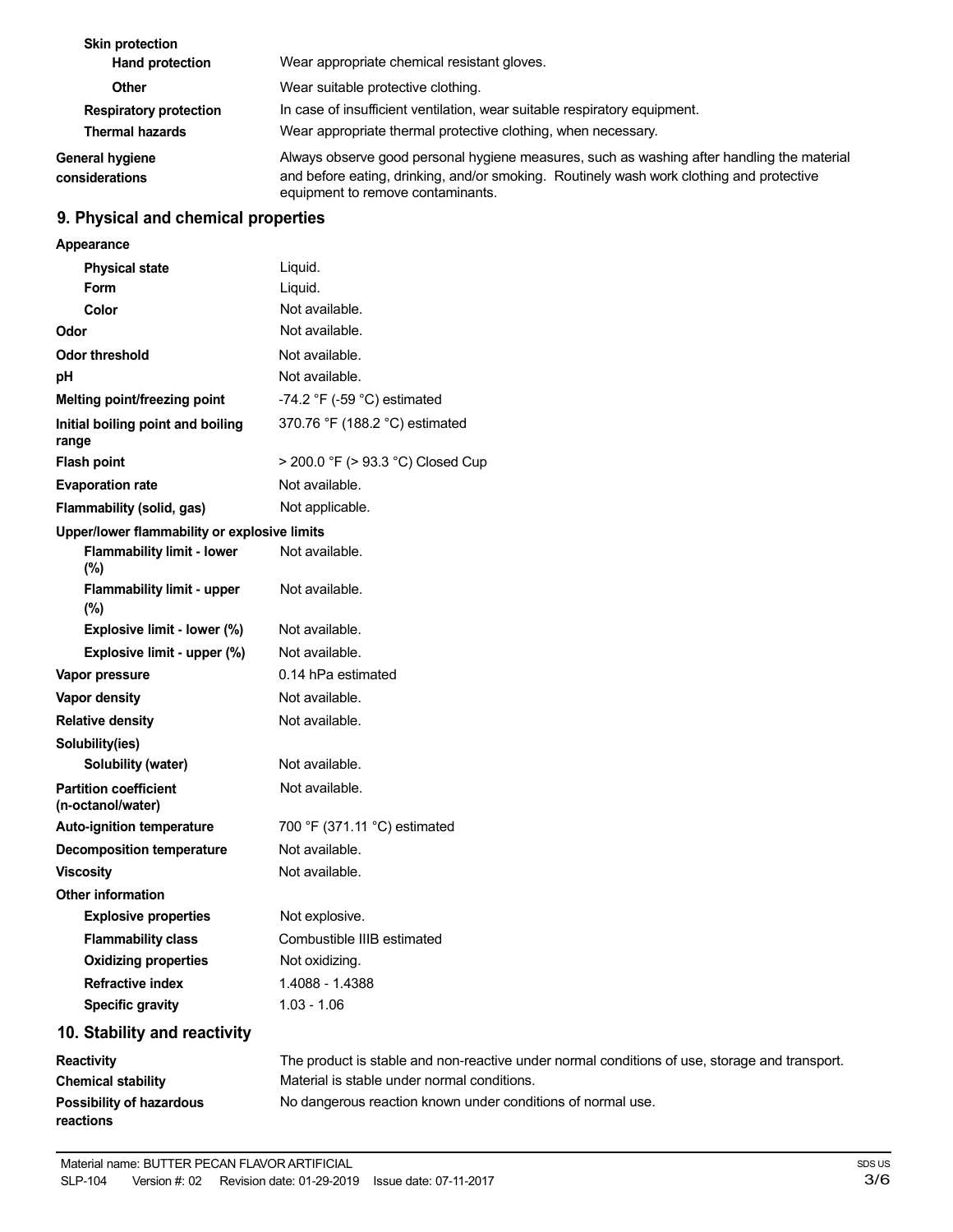| | |
|---|---|
| **Skin protection** | |
| **Hand protection** | Wear appropriate chemical resistant gloves. |
| **Other** | Wear suitable protective clothing. |
| **Respiratory protection** | In case of insufficient ventilation, wear suitable respiratory equipment. |
| **Thermal hazards** | Wear appropriate thermal protective clothing, when necessary. |
| **General hygiene considerations** | Always observe good personal hygiene measures, such as washing after handling the material and before eating, drinking, and/or smoking. Routinely wash work clothing and protective equipment to remove contaminants. |

## 9. Physical and chemical properties

| | |
|---|---|
| **Appearance** | |
| **Physical state** | Liquid. |
| **Form** | Liquid. |
| **Color** | Not available. |
| **Odor** | Not available. |
| **Odor threshold** | Not available. |
| **pH** | Not available. |
| **Melting point/freezing point** | -74.2 °F (-59 °C) estimated |
| **Initial boiling point and boiling range** | 370.76 °F (188.2 °C) estimated |
| **Flash point** | > 200.0 °F (> 93.3 °C) Closed Cup |
| **Evaporation rate** | Not available. |
| **Flammability (solid, gas)** | Not applicable. |
| **Upper/lower flammability or explosive limits** | |
| **Flammability limit - lower (%)** | Not available. |
| **Flammability limit - upper (%)** | Not available. |
| **Explosive limit - lower (%)** | Not available. |
| **Explosive limit - upper (%)** | Not available. |
| **Vapor pressure** | 0.14 hPa estimated |
| **Vapor density** | Not available. |
| **Relative density** | Not available. |
| **Solubility(ies)** | |
| **Solubility (water)** | Not available. |
| **Partition coefficient (n-octanol/water)** | Not available. |
| **Auto-ignition temperature** | 700 °F (371.11 °C) estimated |
| **Decomposition temperature** | Not available. |
| **Viscosity** | Not available. |
| **Other information** | |
| **Explosive properties** | Not explosive. |
| **Flammability class** | Combustible IIIB estimated |
| **Oxidizing properties** | Not oxidizing. |
| **Refractive index** | 1.4088 - 1.4388 |
| **Specific gravity** | 1.03 - 1.06 |

## 10. Stability and reactivity

| | |
|---|---|
| **Reactivity** | The product is stable and non-reactive under normal conditions of use, storage and transport. |
| **Chemical stability** | Material is stable under normal conditions. |
| **Possibility of hazardous reactions** | No dangerous reaction known under conditions of normal use. |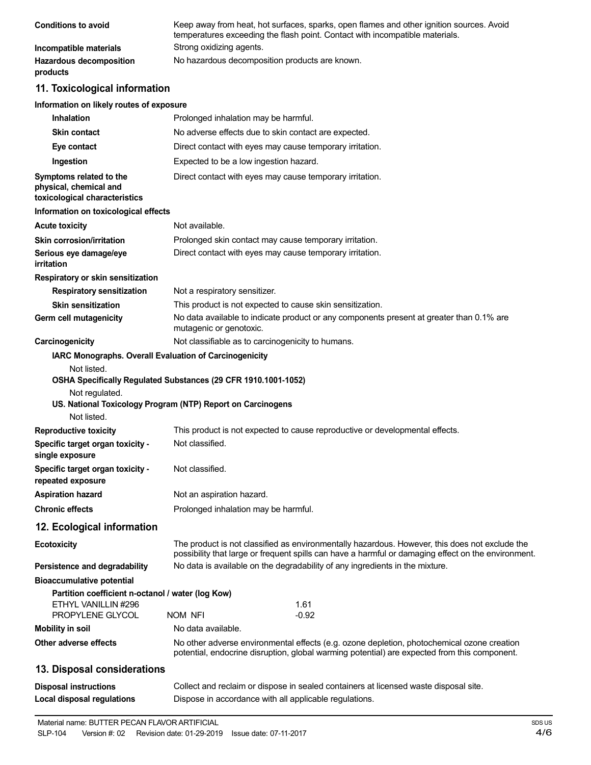| | |
|---|---|
| **Conditions to avoid** | Keep away from heat, hot surfaces, sparks, open flames and other ignition sources. Avoid temperatures exceeding the flash point. Contact with incompatible materials. |
| **Incompatible materials** | Strong oxidizing agents. |
| **Hazardous decomposition products** | No hazardous decomposition products are known. |

## 11. Toxicological information

**Information on likely routes of exposure**

| | |
|---|---|
| **Inhalation** | Prolonged inhalation may be harmful. |
| **Skin contact** | No adverse effects due to skin contact are expected. |
| **Eye contact** | Direct contact with eyes may cause temporary irritation. |
| **Ingestion** | Expected to be a low ingestion hazard. |
| **Symptoms related to the physical, chemical and toxicological characteristics** | Direct contact with eyes may cause temporary irritation. |

**Information on toxicological effects**

| | |
|---|---|
| **Acute toxicity** | Not available. |
| **Skin corrosion/irritation** | Prolonged skin contact may cause temporary irritation. |
| **Serious eye damage/eye irritation** | Direct contact with eyes may cause temporary irritation. |

**Respiratory or skin sensitization**

| | |
|---|---|
| **Respiratory sensitization** | Not a respiratory sensitizer. |
| **Skin sensitization** | This product is not expected to cause skin sensitization. |
| **Germ cell mutagenicity** | No data available to indicate product or any components present at greater than 0.1% are mutagenic or genotoxic. |
| **Carcinogenicity** | Not classifiable as to carcinogenicity to humans. |

**IARC Monographs. Overall Evaluation of Carcinogenicity**

Not listed.

**OSHA Specifically Regulated Substances (29 CFR 1910.1001-1052)**

Not regulated.

**US. National Toxicology Program (NTP) Report on Carcinogens**

Not listed.

| | |
|---|---|
| **Reproductive toxicity** | This product is not expected to cause reproductive or developmental effects. |
| **Specific target organ toxicity - single exposure** | Not classified. |
| **Specific target organ toxicity - repeated exposure** | Not classified. |
| **Aspiration hazard** | Not an aspiration hazard. |
| **Chronic effects** | Prolonged inhalation may be harmful. |

## 12. Ecological information

| | |
|---|---|
| **Ecotoxicity** | The product is not classified as environmentally hazardous. However, this does not exclude the possibility that large or frequent spills can have a harmful or damaging effect on the environment. |
| **Persistence and degradability** | No data is available on the degradability of any ingredients in the mixture. |

**Bioaccumulative potential**

**Partition coefficient n-octanol / water (log Kow)**

| | | |
|---|---|---|
| ETHYL VANILLIN #296 | | 1.61 |
| PROPYLENE GLYCOL | NOM NFI | -0.92 |

| | |
|---|---|
| **Mobility in soil** | No data available. |
| **Other adverse effects** | No other adverse environmental effects (e.g. ozone depletion, photochemical ozone creation potential, endocrine disruption, global warming potential) are expected from this component. |

## 13. Disposal considerations

| | |
|---|---|
| **Disposal instructions** | Collect and reclaim or dispose in sealed containers at licensed waste disposal site. |
| **Local disposal regulations** | Dispose in accordance with all applicable regulations. |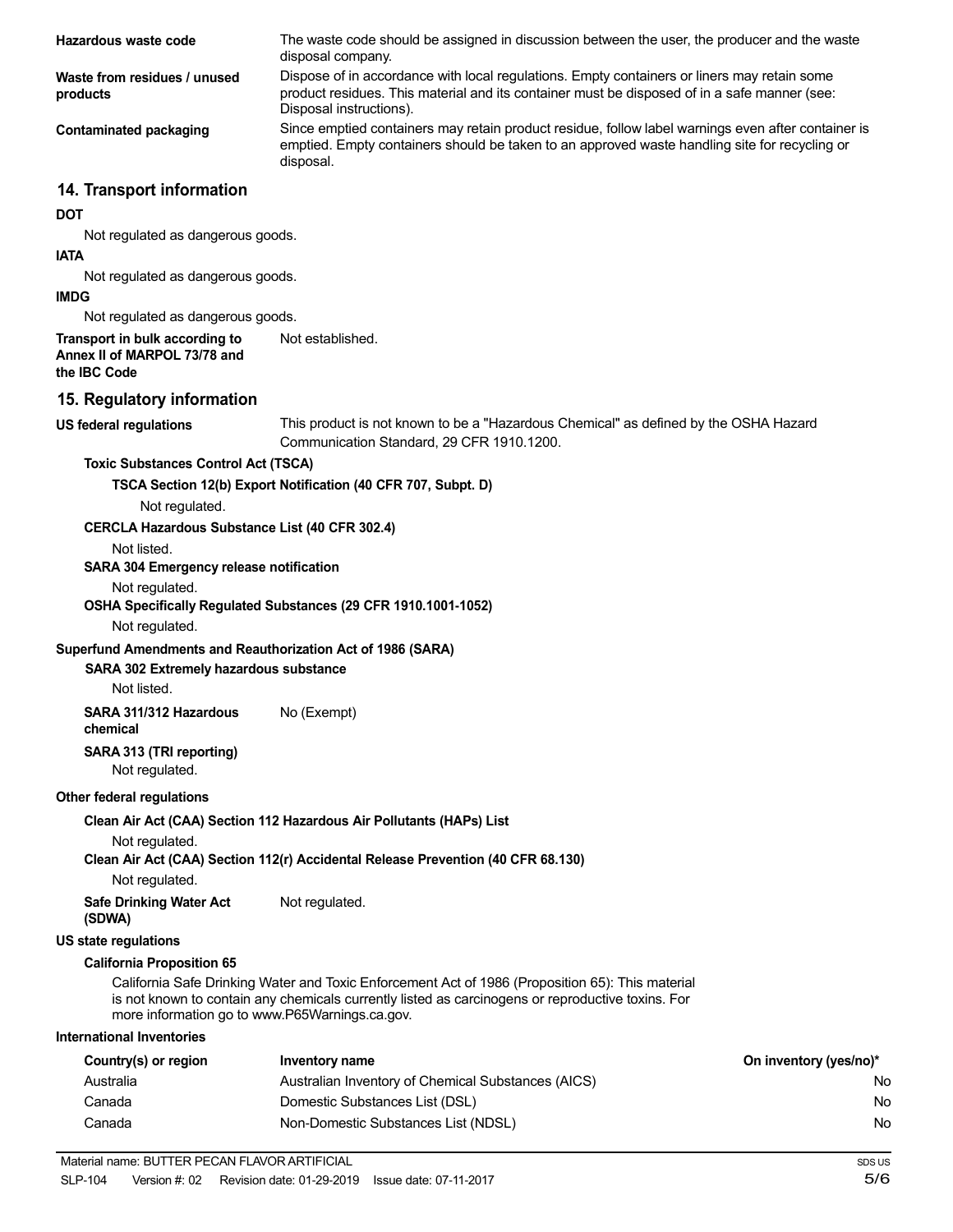**Hazardous waste code**
The waste code should be assigned in discussion between the user, the producer and the waste disposal company.

**Waste from residues / unused products**
Dispose of in accordance with local regulations. Empty containers or liners may retain some product residues. This material and its container must be disposed of in a safe manner (see: Disposal instructions).

**Contaminated packaging**
Since emptied containers may retain product residue, follow label warnings even after container is emptied. Empty containers should be taken to an approved waste handling site for recycling or disposal.

## 14. Transport information

**DOT**

Not regulated as dangerous goods.

**IATA**

Not regulated as dangerous goods.

**IMDG**

Not regulated as dangerous goods.

**Transport in bulk according to Annex II of MARPOL 73/78 and the IBC Code**
Not established.

## 15. Regulatory information

**US federal regulations**
This product is not known to be a "Hazardous Chemical" as defined by the OSHA Hazard Communication Standard, 29 CFR 1910.1200.

**Toxic Substances Control Act (TSCA)**

**TSCA Section 12(b) Export Notification (40 CFR 707, Subpt. D)**

Not regulated.

**CERCLA Hazardous Substance List (40 CFR 302.4)**

Not listed.

**SARA 304 Emergency release notification**

Not regulated.

**OSHA Specifically Regulated Substances (29 CFR 1910.1001-1052)**

Not regulated.

**Superfund Amendments and Reauthorization Act of 1986 (SARA)**

**SARA 302 Extremely hazardous substance**

Not listed.

**SARA 311/312 Hazardous chemical**
No (Exempt)

**SARA 313 (TRI reporting)**

Not regulated.

**Other federal regulations**

**Clean Air Act (CAA) Section 112 Hazardous Air Pollutants (HAPs) List**

Not regulated.

**Clean Air Act (CAA) Section 112(r) Accidental Release Prevention (40 CFR 68.130)**

Not regulated.

**Safe Drinking Water Act (SDWA)**
Not regulated.

**US state regulations**

**California Proposition 65**

California Safe Drinking Water and Toxic Enforcement Act of 1986 (Proposition 65): This material is not known to contain any chemicals currently listed as carcinogens or reproductive toxins. For more information go to www.P65Warnings.ca.gov.

**International Inventories**

| Country(s) or region | Inventory name | On inventory (yes/no)* |
|---|---|---|
| Australia | Australian Inventory of Chemical Substances (AICS) | No |
| Canada | Domestic Substances List (DSL) | No |
| Canada | Non-Domestic Substances List (NDSL) | No |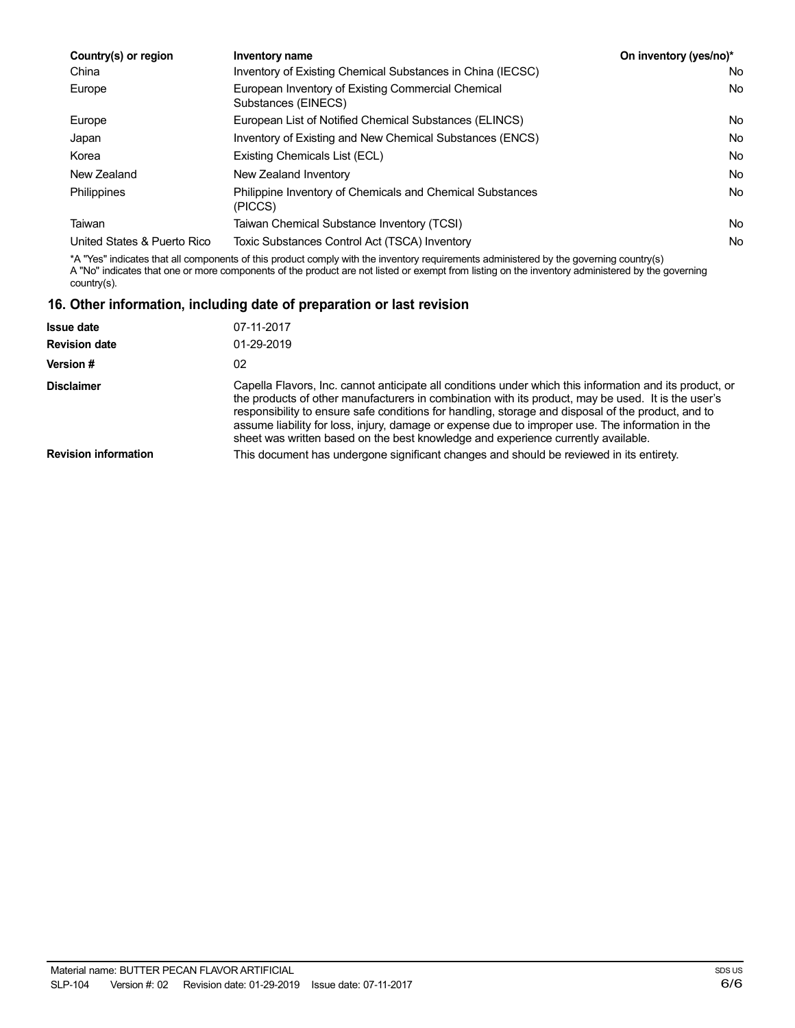| Country(s) or region | Inventory name | On inventory (yes/no)* |
|---|---|---|
| China | Inventory of Existing Chemical Substances in China (IECSC) | No |
| Europe | European Inventory of Existing Commercial Chemical Substances (EINECS) | No |
| Europe | European List of Notified Chemical Substances (ELINCS) | No |
| Japan | Inventory of Existing and New Chemical Substances (ENCS) | No |
| Korea | Existing Chemicals List (ECL) | No |
| New Zealand | New Zealand Inventory | No |
| Philippines | Philippine Inventory of Chemicals and Chemical Substances (PICCS) | No |
| Taiwan | Taiwan Chemical Substance Inventory (TCSI) | No |
| United States & Puerto Rico | Toxic Substances Control Act (TSCA) Inventory | No |

*A "Yes" indicates that all components of this product comply with the inventory requirements administered by the governing country(s)
A "No" indicates that one or more components of the product are not listed or exempt from listing on the inventory administered by the governing country(s).

## 16. Other information, including date of preparation or last revision

**Issue date** 07-11-2017

**Revision date** 01-29-2019

**Version #** 02

**Disclaimer** Capella Flavors, Inc. cannot anticipate all conditions under which this information and its product, or the products of other manufacturers in combination with its product, may be used. It is the user's responsibility to ensure safe conditions for handling, storage and disposal of the product, and to assume liability for loss, injury, damage or expense due to improper use. The information in the sheet was written based on the best knowledge and experience currently available.

**Revision information** This document has undergone significant changes and should be reviewed in its entirety.